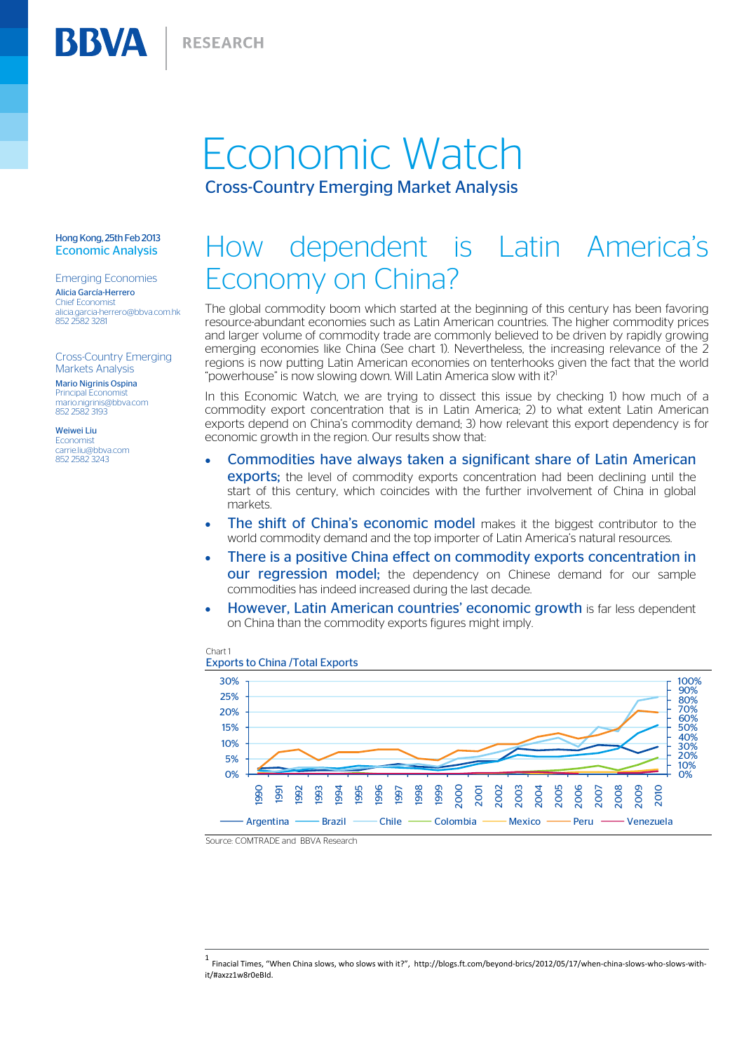# Economic Watch

## Cross-Country Emerging Market Analysis

Hong Kong, 25th Feb 2013
Economic Analysis

Emerging Economies
**Alicia Garcia-Herrero**
Chief Economist
alicia.garcia-herrero@bbva.com.hk
852 2582 3281

Cross-Country Emerging Markets Analysis
**Mario Nigrinis Ospina**
Principal Economist
mario.nigrinis@bbva.com
852 2582 3193

**Weiwei Liu**
Economist
carrie.liu@bbva.com
852 2582 3243

# How dependent is Latin America's Economy on China?

The global commodity boom which started at the beginning of this century has been favoring resource-abundant economies such as Latin American countries. The higher commodity prices and larger volume of commodity trade are commonly believed to be driven by rapidly growing emerging economies like China (See chart 1). Nevertheless, the increasing relevance of the 2 regions is now putting Latin American economies on tenterhooks given the fact that the world "powerhouse" is now slowing down. Will Latin America slow with it?[1]

In this Economic Watch, we are trying to dissect this issue by checking 1) how much of a commodity export concentration that is in Latin America; 2) to what extent Latin American exports depend on China's commodity demand; 3) how relevant this export dependency is for economic growth in the region. Our results show that:

- **Commodities have always taken a significant share of Latin American exports;** the level of commodity exports concentration had been declining until the start of this century, which coincides with the further involvement of China in global markets.
- **The shift of China's economic model** makes it the biggest contributor to the world commodity demand and the top importer of Latin America's natural resources.
- **There is a positive China effect on commodity exports concentration in our regression model;** the dependency on Chinese demand for our sample commodities has indeed increased during the last decade.
- **However, Latin American countries' economic growth** is far less dependent on China than the commodity exports figures might imply.

Chart 1
Exports to China /Total Exports

Source: COMTRADE and BBVA Research

[1] Finacial Times, "When China slows, who slows with it?", http://blogs.ft.com/beyond-brics/2012/05/17/when-china-slows-who-slows-with-it/#axzz1w8r0eBld.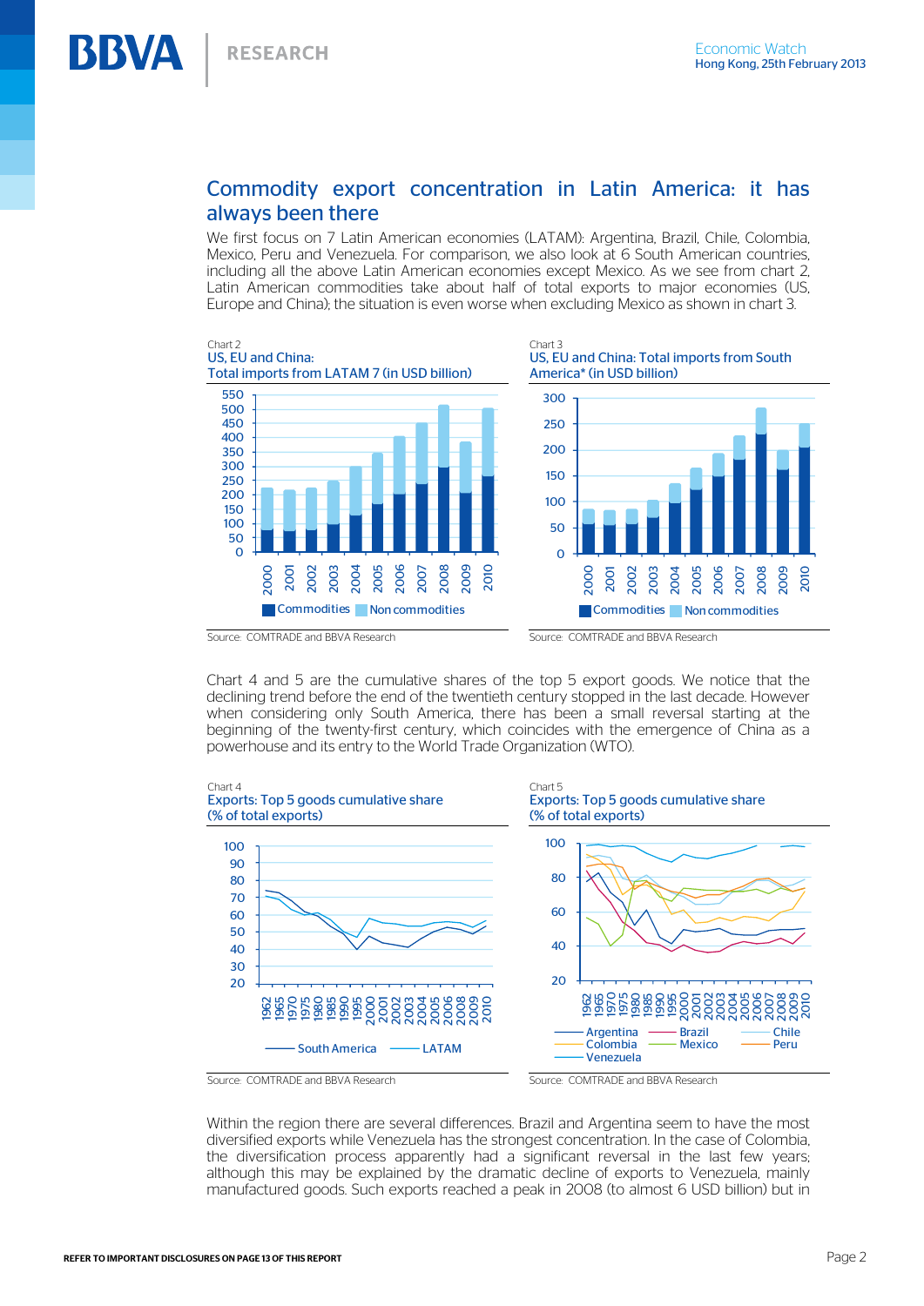## Commodity export concentration in Latin America: it has always been there

We first focus on 7 Latin American economies (LATAM): Argentina, Brazil, Chile, Colombia, Mexico, Peru and Venezuela. For comparison, we also look at 6 South American countries, including all the above Latin American economies except Mexico. As we see from chart 2, Latin American commodities take about half of total exports to major economies (US, Europe and China); the situation is even worse when excluding Mexico as shown in chart 3.

Chart 2
US, EU and China:
Total imports from LATAM 7 (in USD billion)

Source: COMTRADE and BBVA Research

Chart 3
US, EU and China: Total imports from South America* (in USD billion)

Source: COMTRADE and BBVA Research

Chart 4 and 5 are the cumulative shares of the top 5 export goods. We notice that the declining trend before the end of the twentieth century stopped in the last decade. However when considering only South America, there has been a small reversal starting at the beginning of the twenty-first century, which coincides with the emergence of China as a powerhouse and its entry to the World Trade Organization (WTO).

Chart 4
Exports: Top 5 goods cumulative share
(% of total exports)

Source: COMTRADE and BBVA Research

Chart 5
Exports: Top 5 goods cumulative share
(% of total exports)

Source: COMTRADE and BBVA Research

Within the region there are several differences. Brazil and Argentina seem to have the most diversified exports while Venezuela has the strongest concentration. In the case of Colombia, the diversification process apparently had a significant reversal in the last few years; although this may be explained by the dramatic decline of exports to Venezuela, mainly manufactured goods. Such exports reached a peak in 2008 (to almost 6 USD billion) but in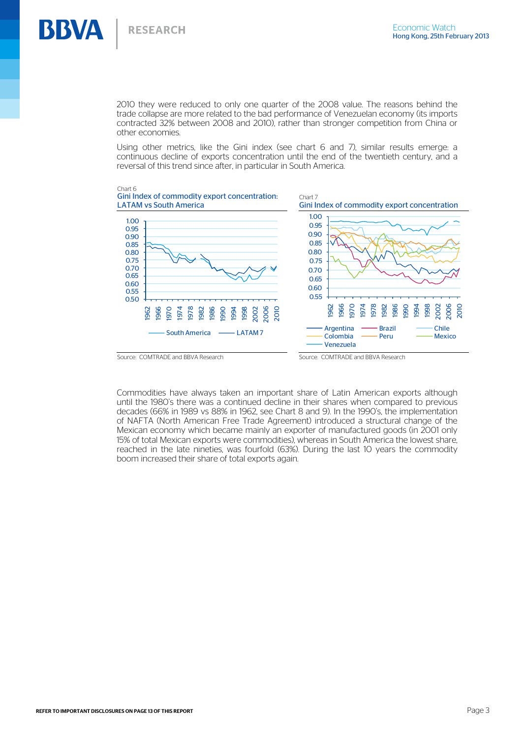2010 they were reduced to only one quarter of the 2008 value. The reasons behind the trade collapse are more related to the bad performance of Venezuelan economy (its imports contracted 32% between 2008 and 2010), rather than stronger competition from China or other economies.

Using other metrics, like the Gini index (see chart 6 and 7), similar results emerge: a continuous decline of exports concentration until the end of the twentieth century, and a reversal of this trend since after, in particular in South America.

Chart 6
**Gini Index of commodity export concentration: LATAM vs South America**

Source: COMTRADE and BBVA Research

Chart 7
**Gini Index of commodity export concentration**

Source: COMTRADE and BBVA Research

Commodities have always taken an important share of Latin American exports although until the 1980's there was a continued decline in their shares when compared to previous decades (66% in 1989 vs 88% in 1962, see Chart 8 and 9). In the 1990's, the implementation of NAFTA (North American Free Trade Agreement) introduced a structural change of the Mexican economy which became mainly an exporter of manufactured goods (in 2001 only 15% of total Mexican exports were commodities), whereas in South America the lowest share, reached in the late nineties, was fourfold (63%). During the last 10 years the commodity boom increased their share of total exports again.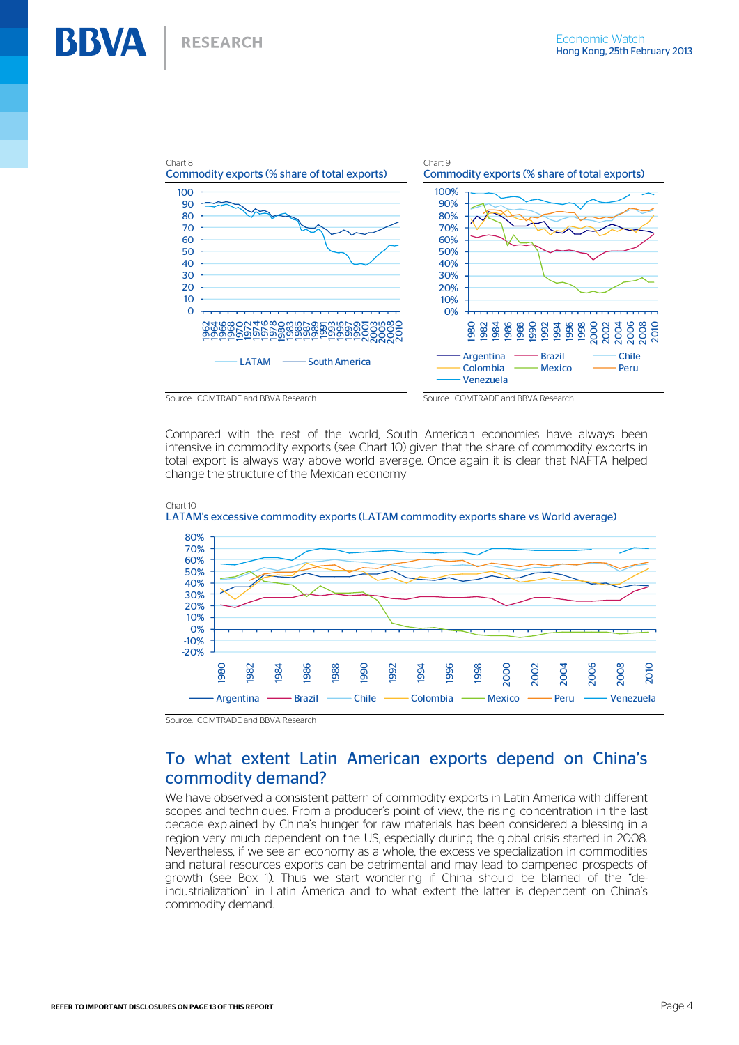Chart 8

Commodity exports (% share of total exports)

Source: COMTRADE and BBVA Research

Chart 9

Commodity exports (% share of total exports)

Source: COMTRADE and BBVA Research

Compared with the rest of the world, South American economies have always been intensive in commodity exports (see Chart 10) given that the share of commodity exports in total export is always way above world average. Once again it is clear that NAFTA helped change the structure of the Mexican economy

Chart 10

LATAM's excessive commodity exports (LATAM commodity exports share vs World average)

Source: COMTRADE and BBVA Research

## To what extent Latin American exports depend on China's commodity demand?

We have observed a consistent pattern of commodity exports in Latin America with different scopes and techniques. From a producer's point of view, the rising concentration in the last decade explained by China's hunger for raw materials has been considered a blessing in a region very much dependent on the US, especially during the global crisis started in 2008. Nevertheless, if we see an economy as a whole, the excessive specialization in commodities and natural resources exports can be detrimental and may lead to dampened prospects of growth (see Box 1). Thus we start wondering if China should be blamed of the "de-industrialization" in Latin America and to what extent the latter is dependent on China's commodity demand.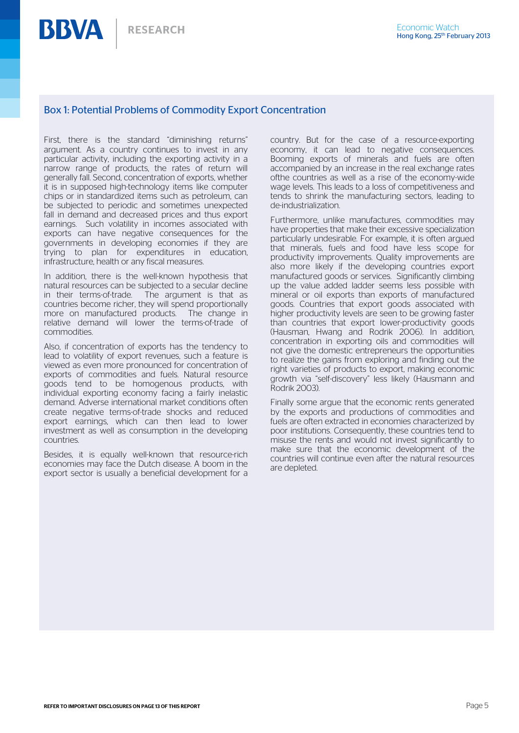## Box 1: Potential Problems of Commodity Export Concentration

First, there is the standard "diminishing returns" argument. As a country continues to invest in any particular activity, including the exporting activity in a narrow range of products, the rates of return will generally fall. Second, concentration of exports, whether it is in supposed high-technology items like computer chips or in standardized items such as petroleum, can be subjected to periodic and sometimes unexpected fall in demand and decreased prices and thus export earnings. Such volatility in incomes associated with exports can have negative consequences for the governments in developing economies if they are trying to plan for expenditures in education, infrastructure, health or any fiscal measures.

In addition, there is the well-known hypothesis that natural resources can be subjected to a secular decline in their terms-of-trade. The argument is that as countries become richer, they will spend proportionally more on manufactured products. The change in relative demand will lower the terms-of-trade of commodities.

Also, if concentration of exports has the tendency to lead to volatility of export revenues, such a feature is viewed as even more pronounced for concentration of exports of commodities and fuels. Natural resource goods tend to be homogenous products, with individual exporting economy facing a fairly inelastic demand. Adverse international market conditions often create negative terms-of-trade shocks and reduced export earnings, which can then lead to lower investment as well as consumption in the developing countries.

Besides, it is equally well-known that resource-rich economies may face the Dutch disease. A boom in the export sector is usually a beneficial development for a country. But for the case of a resource-exporting economy, it can lead to negative consequences. Booming exports of minerals and fuels are often accompanied by an increase in the real exchange rates ofthe countries as well as a rise of the economy-wide wage levels. This leads to a loss of competitiveness and tends to shrink the manufacturing sectors, leading to de-industrialization.

Furthermore, unlike manufactures, commodities may have properties that make their excessive specialization particularly undesirable. For example, it is often argued that minerals, fuels and food have less scope for productivity improvements. Quality improvements are also more likely if the developing countries export manufactured goods or services. Significantly climbing up the value added ladder seems less possible with mineral or oil exports than exports of manufactured goods. Countries that export goods associated with higher productivity levels are seen to be growing faster than countries that export lower-productivity goods (Hausman, Hwang and Rodrik 2006). In addition, concentration in exporting oils and commodities will not give the domestic entrepreneurs the opportunities to realize the gains from exploring and finding out the right varieties of products to export, making economic growth via "self-discovery" less likely (Hausmann and Rodrik 2003).

Finally some argue that the economic rents generated by the exports and productions of commodities and fuels are often extracted in economies characterized by poor institutions. Consequently, these countries tend to misuse the rents and would not invest significantly to make sure that the economic development of the countries will continue even after the natural resources are depleted.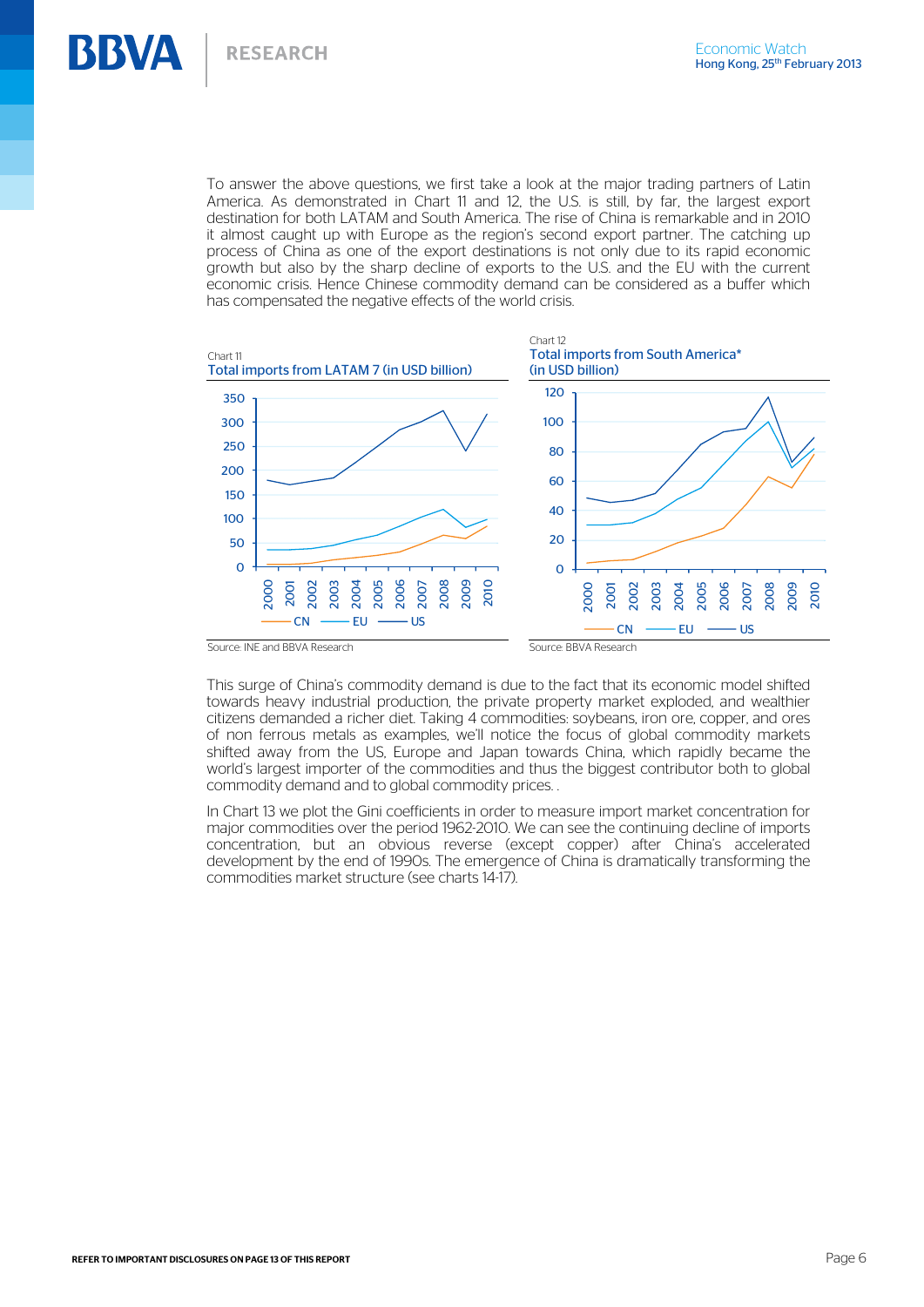To answer the above questions, we first take a look at the major trading partners of Latin America. As demonstrated in Chart 11 and 12, the U.S. is still, by far, the largest export destination for both LATAM and South America. The rise of China is remarkable and in 2010 it almost caught up with Europe as the region's second export partner. The catching up process of China as one of the export destinations is not only due to its rapid economic growth but also by the sharp decline of exports to the U.S. and the EU with the current economic crisis. Hence Chinese commodity demand can be considered as a buffer which has compensated the negative effects of the world crisis.

Chart 11
**Total imports from LATAM 7 (in USD billion)**

Source: INE and BBVA Research

Chart 12
**Total imports from South America\* (in USD billion)**

Source: BBVA Research

This surge of China's commodity demand is due to the fact that its economic model shifted towards heavy industrial production, the private property market exploded, and wealthier citizens demanded a richer diet. Taking 4 commodities: soybeans, iron ore, copper, and ores of non ferrous metals as examples, we'll notice the focus of global commodity markets shifted away from the US, Europe and Japan towards China, which rapidly became the world's largest importer of the commodities and thus the biggest contributor both to global commodity demand and to global commodity prices. .

In Chart 13 we plot the Gini coefficients in order to measure import market concentration for major commodities over the period 1962-2010. We can see the continuing decline of imports concentration, but an obvious reverse (except copper) after China's accelerated development by the end of 1990s. The emergence of China is dramatically transforming the commodities market structure (see charts 14-17).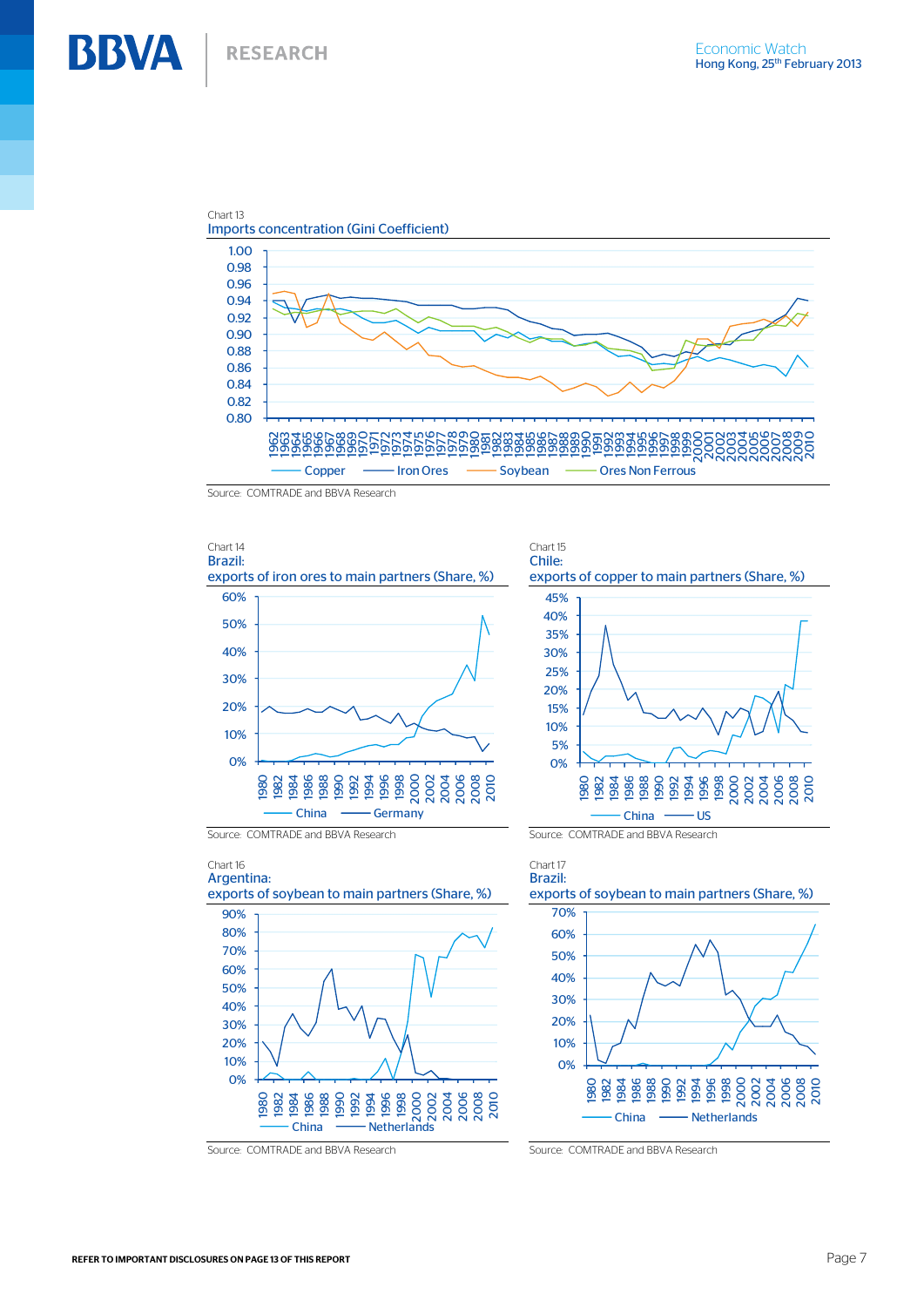Chart 13

Imports concentration (Gini Coefficient)

Source: COMTRADE and BBVA Research

Chart 14

Brazil:
exports of iron ores to main partners (Share, %)

Source: COMTRADE and BBVA Research

Chart 15

Chile:
exports of copper to main partners (Share, %)

Source: COMTRADE and BBVA Research

Chart 16

Argentina:
exports of soybean to main partners (Share, %)

Source: COMTRADE and BBVA Research

Chart 17

Brazil:
exports of soybean to main partners (Share, %)

Source: COMTRADE and BBVA Research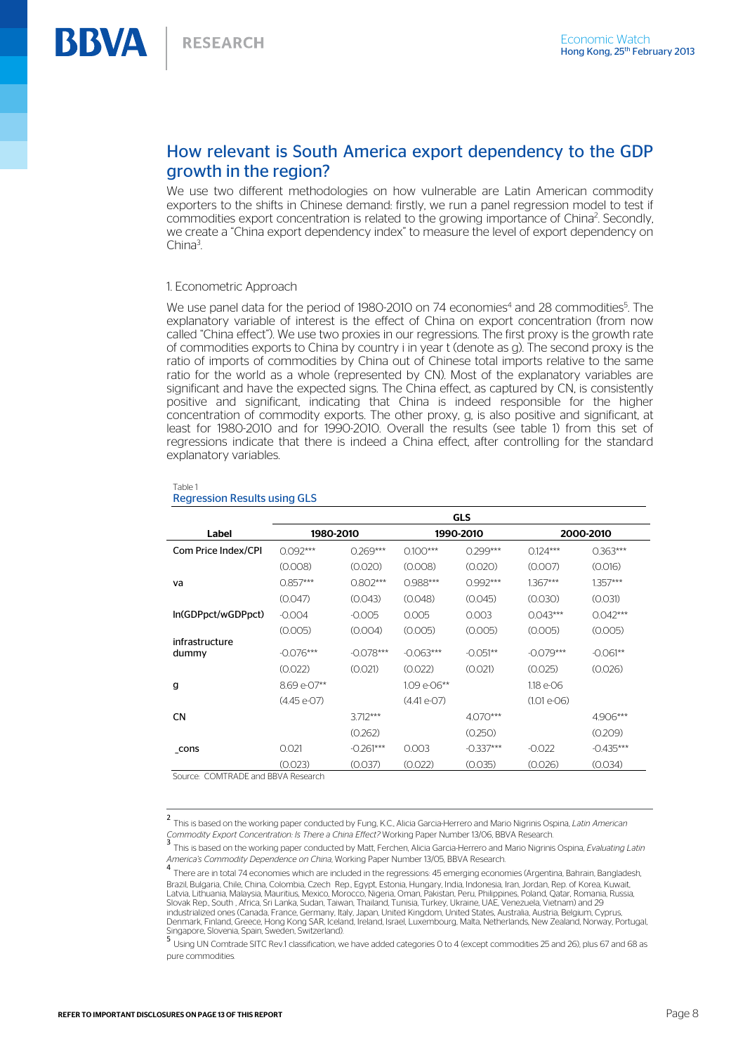## How relevant is South America export dependency to the GDP growth in the region?

We use two different methodologies on how vulnerable are Latin American commodity exporters to the shifts in Chinese demand: firstly, we run a panel regression model to test if commodities export concentration is related to the growing importance of China[2]. Secondly, we create a "China export dependency index" to measure the level of export dependency on China[3].

### 1. Econometric Approach

We use panel data for the period of 1980-2010 on 74 economies[4] and 28 commodities[5]. The explanatory variable of interest is the effect of China on export concentration (from now called "China effect"). We use two proxies in our regressions. The first proxy is the growth rate of commodities exports to China by country i in year t (denote as g). The second proxy is the ratio of imports of commodities by China out of Chinese total imports relative to the same ratio for the world as a whole (represented by CN). Most of the explanatory variables are significant and have the expected signs. The China effect, as captured by CN, is consistently positive and significant, indicating that China is indeed responsible for the higher concentration of commodity exports. The other proxy, g, is also positive and significant, at least for 1980-2010 and for 1990-2010. Overall the results (see table 1) from this set of regressions indicate that there is indeed a China effect, after controlling for the standard explanatory variables.

Table 1
Regression Results using GLS

| | GLS | | | | | |
|---|---|---|---|---|---|---|
| Label | 1980-2010 | | 1990-2010 | | 2000-2010 | |
| Com Price Index/CPI | 0.092*** | 0.269*** | 0.100*** | 0.299*** | 0.124*** | 0.363*** |
| | (0.008) | (0.020) | (0.008) | (0.020) | (0.007) | (0.016) |
| va | 0.857*** | 0.802*** | 0.988*** | 0.992*** | 1.367*** | 1.357*** |
| | (0.047) | (0.043) | (0.048) | (0.045) | (0.030) | (0.031) |
| ln(GDPpct/wGDPpct) | -0.004 | -0.005 | 0.005 | 0.003 | 0.043*** | 0.042*** |
| | (0.005) | (0.004) | (0.005) | (0.005) | (0.005) | (0.005) |
| infrastructure dummy | -0.076*** | -0.078*** | -0.063*** | -0.051** | -0.079*** | -0.061** |
| | (0.022) | (0.021) | (0.022) | (0.021) | (0.025) | (0.026) |
| g | 8.69 e-07** | | 1.09 e-06** | | 1.18 e-06 | |
| | (4.45 e-07) | | (4.41 e-07) | | (1.01 e-06) | |
| CN | | 3.712*** | | 4.070*** | | 4.906*** |
| | | (0.262) | | (0.250) | | (0.209) |
| _cons | 0.021 | -0.261*** | 0.003 | -0.337*** | -0.022 | -0.435*** |
| | (0.023) | (0.037) | (0.022) | (0.035) | (0.026) | (0.034) |

Source: COMTRADE and BBVA Research

[2] This is based on the working paper conducted by Fung, K.C., Alicia Garcia-Herrero and Mario Nigrinis Ospina, *Latin American Commodity Export Concentration: Is There a China Effect?* Working Paper Number 13/06, BBVA Research.

[3] This is based on the working paper conducted by Matt, Ferchen, Alicia Garcia-Herrero and Mario Nigrinis Ospina, *Evaluating Latin America's Commodity Dependence on China*, Working Paper Number 13/05, BBVA Research.

[4] There are in total 74 economies which are included in the regressions: 45 emerging economies (Argentina, Bahrain, Bangladesh, Brazil, Bulgaria, Chile, China, Colombia, Czech Rep., Egypt, Estonia, Hungary, India, Indonesia, Iran, Jordan, Rep. of Korea, Kuwait, Latvia, Lithuania, Malaysia, Mauritius, Mexico, Morocco, Nigeria, Oman, Pakistan, Peru, Philippines, Poland, Qatar, Romania, Russia, Slovak Rep., South , Africa, Sri Lanka, Sudan, Taiwan, Thailand, Tunisia, Turkey, Ukraine, UAE, Venezuela, Vietnam) and 29 industrialized ones (Canada, France, Germany, Italy, Japan, United Kingdom, United States, Australia, Austria, Belgium, Cyprus, Denmark, Finland, Greece, Hong Kong SAR, Iceland, Ireland, Israel, Luxembourg, Malta, Netherlands, New Zealand, Norway, Portugal, Singapore, Slovenia, Spain, Sweden, Switzerland).

[5] Using UN Comtrade SITC Rev.1 classification, we have added categories 0 to 4 (except commodities 25 and 26), plus 67 and 68 as pure commodities.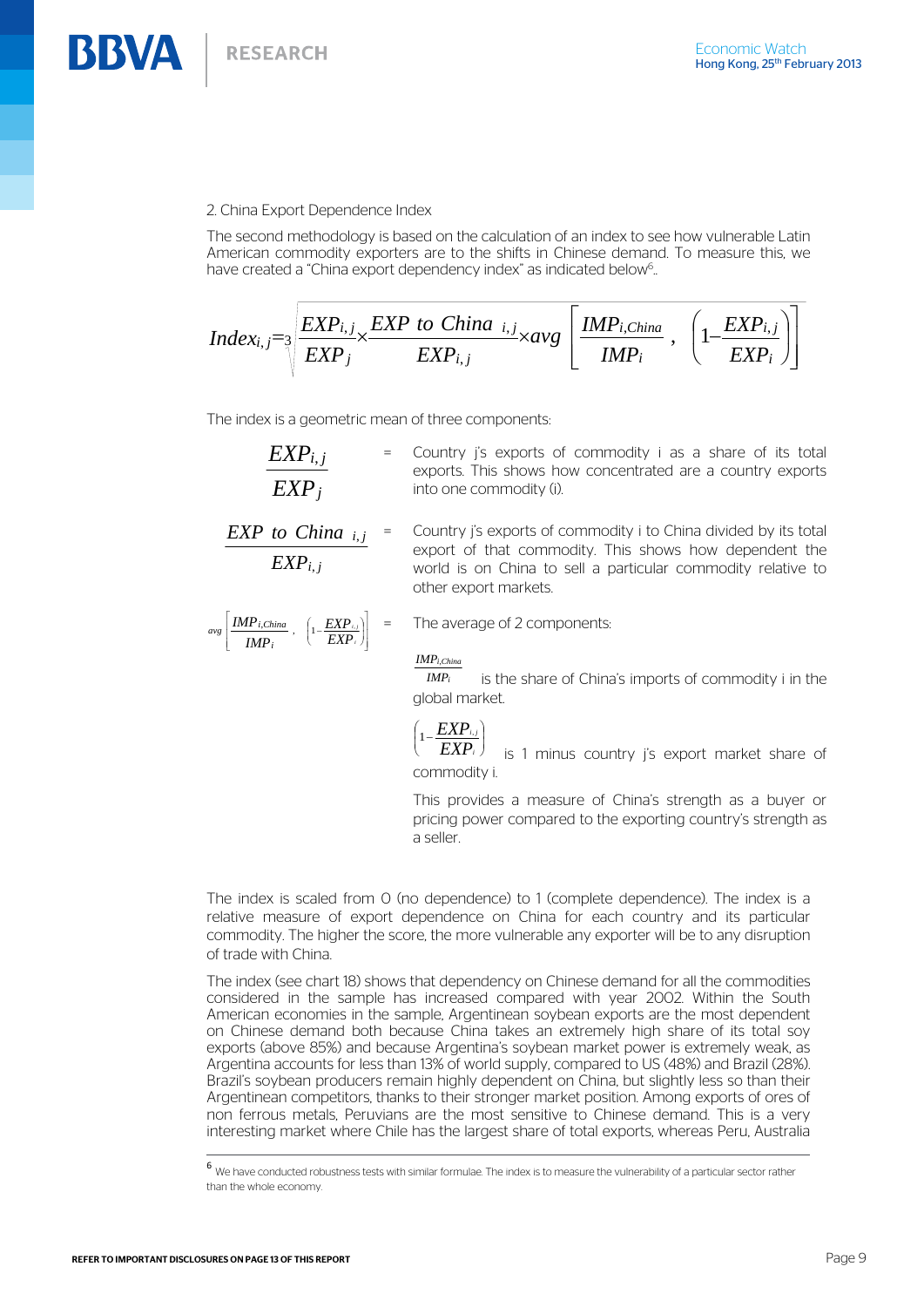### 2. China Export Dependence Index

The second methodology is based on the calculation of an index to see how vulnerable Latin American commodity exporters are to the shifts in Chinese demand. To measure this, we have created a "China export dependency index" as indicated below[6].

$$Index_{i,j} = \sqrt[3]{\frac{EXP_{i,j}}{EXP_j} \times \frac{EXP\ to\ China\ _{i,j}}{EXP_{i,j}} \times avg\left[\frac{IMP_{i,China}}{IMP_i}\ ,\ \left(1 - \frac{EXP_{i,j}}{EXP_i}\right)\right]}$$

The index is a geometric mean of three components:

$\frac{EXP_{i,j}}{EXP_j}$ = Country j's exports of commodity i as a share of its total exports. This shows how concentrated are a country exports into one commodity (i).

$\frac{EXP\ to\ China\ _{i,j}}{EXP_{i,j}}$ = Country j's exports of commodity i to China divided by its total export of that commodity. This shows how dependent the world is on China to sell a particular commodity relative to other export markets.

$avg\left[\frac{IMP_{i,China}}{IMP_i}\ ,\ \left(1 - \frac{EXP_{i,j}}{EXP_i}\right)\right]$ = The average of 2 components:

$\frac{IMP_{i,China}}{IMP_i}$ is the share of China's imports of commodity i in the global market.

$\left(1 - \frac{EXP_{i,j}}{EXP_i}\right)$ is 1 minus country j's export market share of commodity i.

This provides a measure of China's strength as a buyer or pricing power compared to the exporting country's strength as a seller.

The index is scaled from 0 (no dependence) to 1 (complete dependence). The index is a relative measure of export dependence on China for each country and its particular commodity. The higher the score, the more vulnerable any exporter will be to any disruption of trade with China.

The index (see chart 18) shows that dependency on Chinese demand for all the commodities considered in the sample has increased compared with year 2002. Within the South American economies in the sample, Argentinean soybean exports are the most dependent on Chinese demand both because China takes an extremely high share of its total soy exports (above 85%) and because Argentina's soybean market power is extremely weak, as Argentina accounts for less than 13% of world supply, compared to US (48%) and Brazil (28%). Brazil's soybean producers remain highly dependent on China, but slightly less so than their Argentinean competitors, thanks to their stronger market position. Among exports of ores of non ferrous metals, Peruvians are the most sensitive to Chinese demand. This is a very interesting market where Chile has the largest share of total exports, whereas Peru, Australia

[6] We have conducted robustness tests with similar formulae. The index is to measure the vulnerability of a particular sector rather than the whole economy.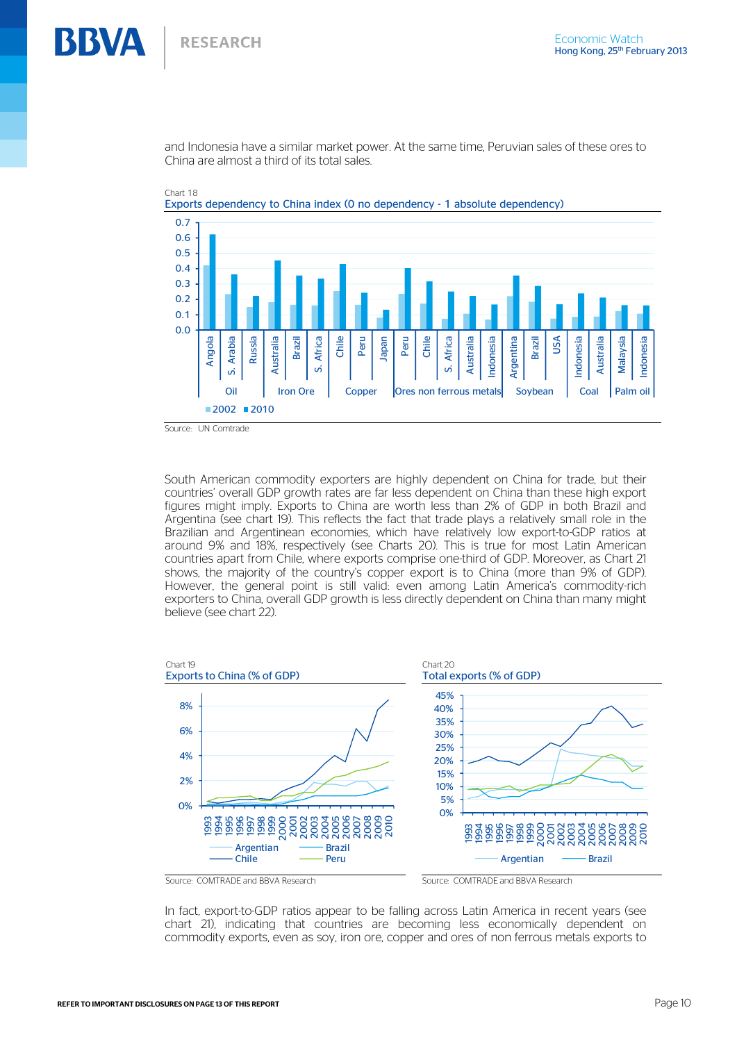and Indonesia have a similar market power. At the same time, Peruvian sales of these ores to China are almost a third of its total sales.

Chart 18
Exports dependency to China index (0 no dependency - 1 absolute dependency)

Source: UN Comtrade

South American commodity exporters are highly dependent on China for trade, but their countries' overall GDP growth rates are far less dependent on China than these high export figures might imply. Exports to China are worth less than 2% of GDP in both Brazil and Argentina (see chart 19). This reflects the fact that trade plays a relatively small role in the Brazilian and Argentinean economies, which have relatively low export-to-GDP ratios at around 9% and 18%, respectively (see Charts 20). This is true for most Latin American countries apart from Chile, where exports comprise one-third of GDP. Moreover, as Chart 21 shows, the majority of the country's copper export is to China (more than 9% of GDP). However, the general point is still valid: even among Latin America's commodity-rich exporters to China, overall GDP growth is less directly dependent on China than many might believe (see chart 22).

Chart 19
Exports to China (% of GDP)

Source: COMTRADE and BBVA Research

Chart 20
Total exports (% of GDP)

Source: COMTRADE and BBVA Research

In fact, export-to-GDP ratios appear to be falling across Latin America in recent years (see chart 21), indicating that countries are becoming less economically dependent on commodity exports, even as soy, iron ore, copper and ores of non ferrous metals exports to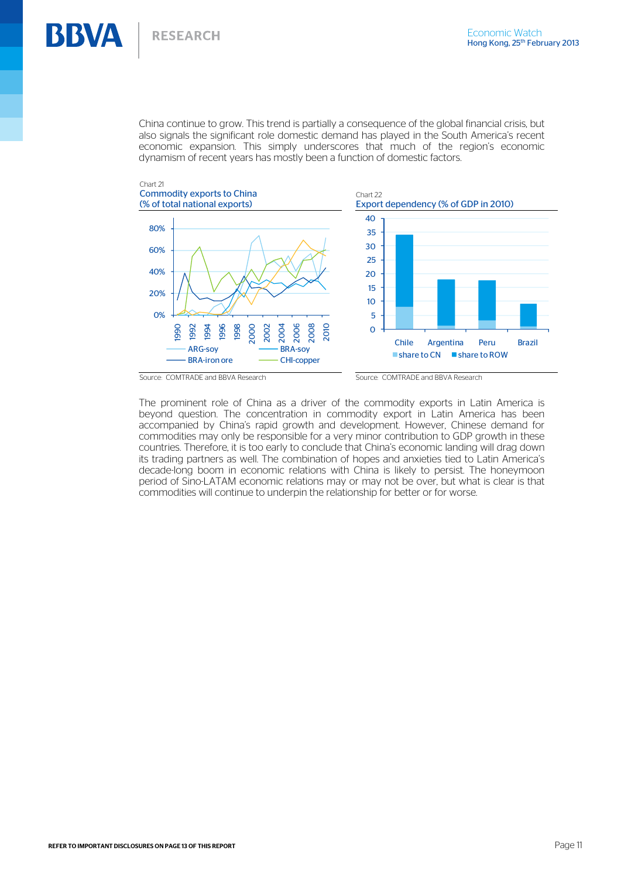China continue to grow. This trend is partially a consequence of the global financial crisis, but also signals the significant role domestic demand has played in the South America's recent economic expansion. This simply underscores that much of the region's economic dynamism of recent years has mostly been a function of domestic factors.

Chart 21
**Commodity exports to China (% of total national exports)**

Source: COMTRADE and BBVA Research

Chart 22
**Export dependency (% of GDP in 2010)**

Source: COMTRADE and BBVA Research

The prominent role of China as a driver of the commodity exports in Latin America is beyond question. The concentration in commodity export in Latin America has been accompanied by China's rapid growth and development. However, Chinese demand for commodities may only be responsible for a very minor contribution to GDP growth in these countries. Therefore, it is too early to conclude that China's economic landing will drag down its trading partners as well. The combination of hopes and anxieties tied to Latin America's decade-long boom in economic relations with China is likely to persist. The honeymoon period of Sino-LATAM economic relations may or may not be over, but what is clear is that commodities will continue to underpin the relationship for better or for worse.

REFER TO IMPORTANT DISCLOSURES ON PAGE 13 OF THIS REPORT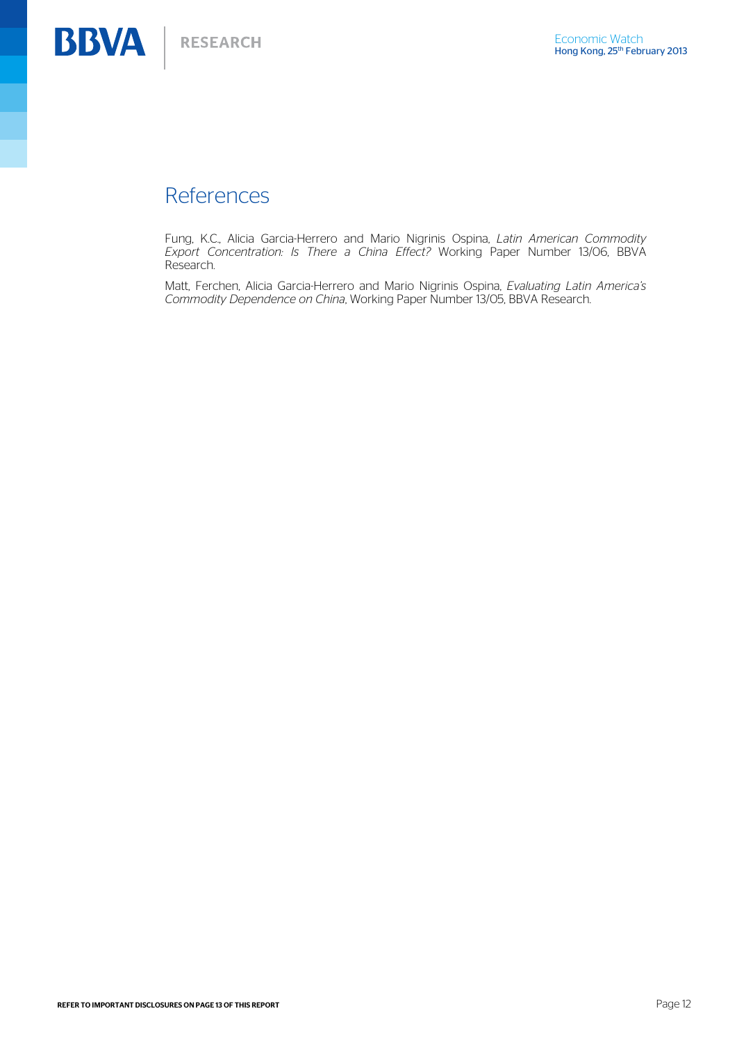# References

Fung, K.C., Alicia Garcia-Herrero and Mario Nigrinis Ospina, *Latin American Commodity Export Concentration: Is There a China Effect?* Working Paper Number 13/06, BBVA Research.

Matt, Ferchen, Alicia Garcia-Herrero and Mario Nigrinis Ospina, *Evaluating Latin America's Commodity Dependence on China*, Working Paper Number 13/05, BBVA Research.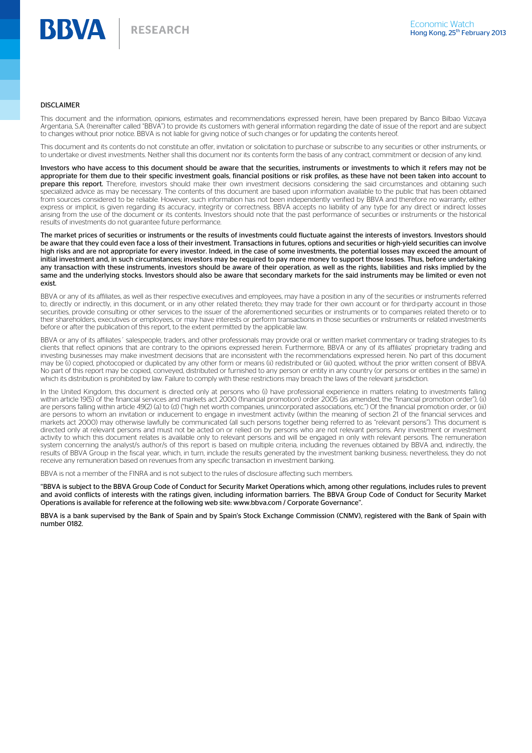## DISCLAIMER

This document and the information, opinions, estimates and recommendations expressed herein, have been prepared by Banco Bilbao Vizcaya Argentaria, S.A. (hereinafter called "BBVA") to provide its customers with general information regarding the date of issue of the report and are subject to changes without prior notice. BBVA is not liable for giving notice of such changes or for updating the contents hereof.

This document and its contents do not constitute an offer, invitation or solicitation to purchase or subscribe to any securities or other instruments, or to undertake or divest investments. Neither shall this document nor its contents form the basis of any contract, commitment or decision of any kind.

**Investors who have access to this document should be aware that the securities, instruments or investments to which it refers may not be appropriate for them due to their specific investment goals, financial positions or risk profiles, as these have not been taken into account to prepare this report.** Therefore, investors should make their own investment decisions considering the said circumstances and obtaining such specialized advice as may be necessary. The contents of this document are based upon information available to the public that has been obtained from sources considered to be reliable. However, such information has not been independently verified by BBVA and therefore no warranty, either express or implicit, is given regarding its accuracy, integrity or correctness. BBVA accepts no liability of any type for any direct or indirect losses arising from the use of the document or its contents. Investors should note that the past performance of securities or instruments or the historical results of investments do not guarantee future performance.

**The market prices of securities or instruments or the results of investments could fluctuate against the interests of investors. Investors should be aware that they could even face a loss of their investment. Transactions in futures, options and securities or high-yield securities can involve high risks and are not appropriate for every investor. Indeed, in the case of some investments, the potential losses may exceed the amount of initial investment and, in such circumstances; investors may be required to pay more money to support those losses. Thus, before undertaking any transaction with these instruments, investors should be aware of their operation, as well as the rights, liabilities and risks implied by the same and the underlying stocks. Investors should also be aware that secondary markets for the said instruments may be limited or even not exist.**

BBVA or any of its affiliates, as well as their respective executives and employees, may have a position in any of the securities or instruments referred to, directly or indirectly, in this document, or in any other related thereto; they may trade for their own account or for third-party account in those securities, provide consulting or other services to the issuer of the aforementioned securities or instruments or to companies related thereto or to their shareholders, executives or employees, or may have interests or perform transactions in those securities or instruments or related investments before or after the publication of this report, to the extent permitted by the applicable law.

BBVA or any of its affiliates´ salespeople, traders, and other professionals may provide oral or written market commentary or trading strategies to its clients that reflect opinions that are contrary to the opinions expressed herein. Furthermore, BBVA or any of its affiliates' proprietary trading and investing businesses may make investment decisions that are inconsistent with the recommendations expressed herein. No part of this document may be (i) copied, photocopied or duplicated by any other form or means (ii) redistributed or (iii) quoted, without the prior written consent of BBVA. No part of this report may be copied, conveyed, distributed or furnished to any person or entity in any country (or persons or entities in the same) in which its distribution is prohibited by law. Failure to comply with these restrictions may breach the laws of the relevant jurisdiction.

In the United Kingdom, this document is directed only at persons who (i) have professional experience in matters relating to investments falling within article 19(5) of the financial services and markets act 2000 (financial promotion) order 2005 (as amended, the "financial promotion order"), (ii) are persons falling within article 49(2) (a) to (d) ("high net worth companies, unincorporated associations, etc.") Of the financial promotion order, or (iii) are persons to whom an invitation or inducement to engage in investment activity (within the meaning of section 21 of the financial services and markets act 2000) may otherwise lawfully be communicated (all such persons together being referred to as "relevant persons"). This document is directed only at relevant persons and must not be acted on or relied on by persons who are not relevant persons. Any investment or investment activity to which this document relates is available only to relevant persons and will be engaged in only with relevant persons. The remuneration system concerning the analyst/s author/s of this report is based on multiple criteria, including the revenues obtained by BBVA and, indirectly, the results of BBVA Group in the fiscal year, which, in turn, include the results generated by the investment banking business; nevertheless, they do not receive any remuneration based on revenues from any specific transaction in investment banking.

BBVA is not a member of the FINRA and is not subject to the rules of disclosure affecting such members.

**"BBVA is subject to the BBVA Group Code of Conduct for Security Market Operations which, among other regulations, includes rules to prevent and avoid conflicts of interests with the ratings given, including information barriers. The BBVA Group Code of Conduct for Security Market Operations is available for reference at the following web site: www.bbva.com / Corporate Governance".**

**BBVA is a bank supervised by the Bank of Spain and by Spain's Stock Exchange Commission (CNMV), registered with the Bank of Spain with number 0182.**